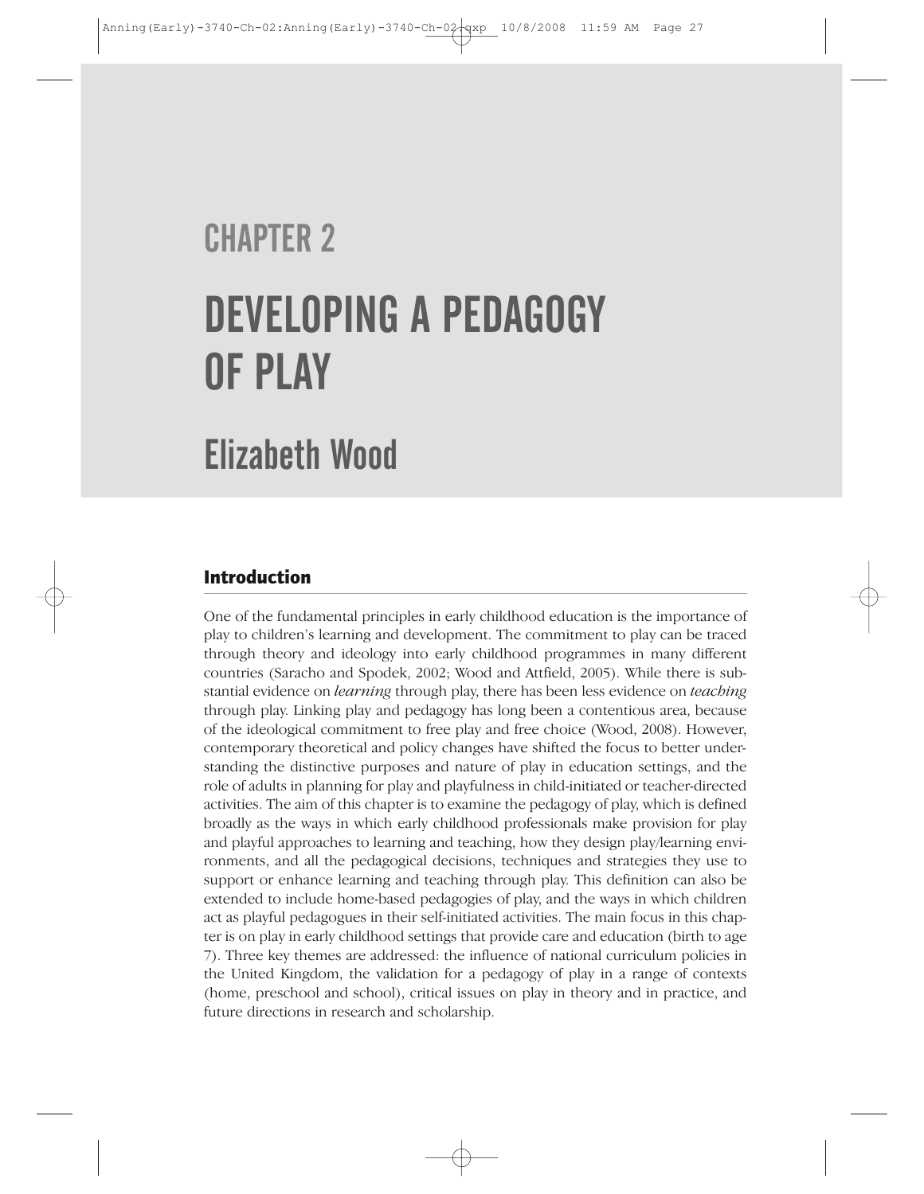# CHAPTER 2

# DEVELOPING A PEDAGOGY OF PLAY

## Elizabeth Wood

### Introduction

One of the fundamental principles in early childhood education is the importance of play to children's learning and development. The commitment to play can be traced through theory and ideology into early childhood programmes in many different countries (Saracho and Spodek, 2002; Wood and Attfield, 2005). While there is substantial evidence on *learning* through play, there has been less evidence on *teaching* through play. Linking play and pedagogy has long been a contentious area, because of the ideological commitment to free play and free choice (Wood, 2008). However, contemporary theoretical and policy changes have shifted the focus to better understanding the distinctive purposes and nature of play in education settings, and the role of adults in planning for play and playfulness in child-initiated or teacher-directed activities. The aim of this chapter is to examine the pedagogy of play, which is defined broadly as the ways in which early childhood professionals make provision for play and playful approaches to learning and teaching, how they design play/learning environments, and all the pedagogical decisions, techniques and strategies they use to support or enhance learning and teaching through play. This definition can also be extended to include home-based pedagogies of play, and the ways in which children act as playful pedagogues in their self-initiated activities. The main focus in this chapter is on play in early childhood settings that provide care and education (birth to age 7). Three key themes are addressed: the influence of national curriculum policies in the United Kingdom, the validation for a pedagogy of play in a range of contexts (home, preschool and school), critical issues on play in theory and in practice, and future directions in research and scholarship.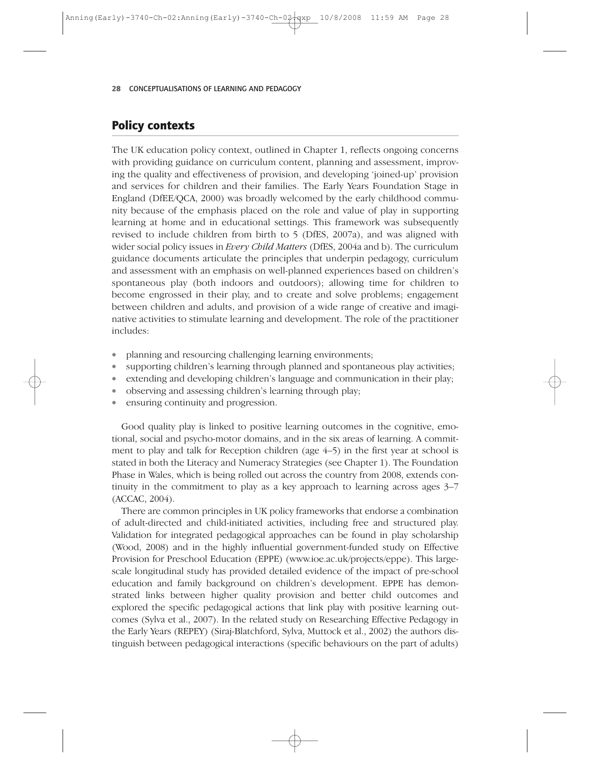## Policy contexts

The UK education policy context, outlined in Chapter 1, reflects ongoing concerns with providing guidance on curriculum content, planning and assessment, improving the quality and effectiveness of provision, and developing 'joined-up' provision and services for children and their families. The Early Years Foundation Stage in England (DfEE/QCA, 2000) was broadly welcomed by the early childhood community because of the emphasis placed on the role and value of play in supporting learning at home and in educational settings. This framework was subsequently revised to include children from birth to 5 (DfES, 2007a), and was aligned with wider social policy issues in *Every Child Matters* (DfES, 2004a and b). The curriculum guidance documents articulate the principles that underpin pedagogy, curriculum and assessment with an emphasis on well-planned experiences based on children's spontaneous play (both indoors and outdoors); allowing time for children to become engrossed in their play, and to create and solve problems; engagement between children and adults, and provision of a wide range of creative and imaginative activities to stimulate learning and development. The role of the practitioner includes:

- planning and resourcing challenging learning environments;
- supporting children's learning through planned and spontaneous play activities;
- extending and developing children's language and communication in their play;
- observing and assessing children's learning through play;
- ensuring continuity and progression.

Good quality play is linked to positive learning outcomes in the cognitive, emotional, social and psycho-motor domains, and in the six areas of learning. A commitment to play and talk for Reception children (age 4–5) in the first year at school is stated in both the Literacy and Numeracy Strategies (see Chapter 1). The Foundation Phase in Wales, which is being rolled out across the country from 2008, extends continuity in the commitment to play as a key approach to learning across ages 3–7 (ACCAC, 2004).

There are common principles in UK policy frameworks that endorse a combination of adult-directed and child-initiated activities, including free and structured play. Validation for integrated pedagogical approaches can be found in play scholarship (Wood, 2008) and in the highly influential government-funded study on Effective Provision for Preschool Education (EPPE) (www.ioe.ac.uk/projects/eppe). This large-scale longitudinal study has provided detailed evidence of the impact of pre-school education and family background on children's development. EPPE has demonstrated links between higher quality provision and better child outcomes and explored the specific pedagogical actions that link play with positive learning outcomes (Sylva et al., 2007). In the related study on Researching Effective Pedagogy in the Early Years (REPEY) (Siraj-Blatchford, Sylva, Muttock et al., 2002) the authors distinguish between pedagogical interactions (specific behaviours on the part of adults)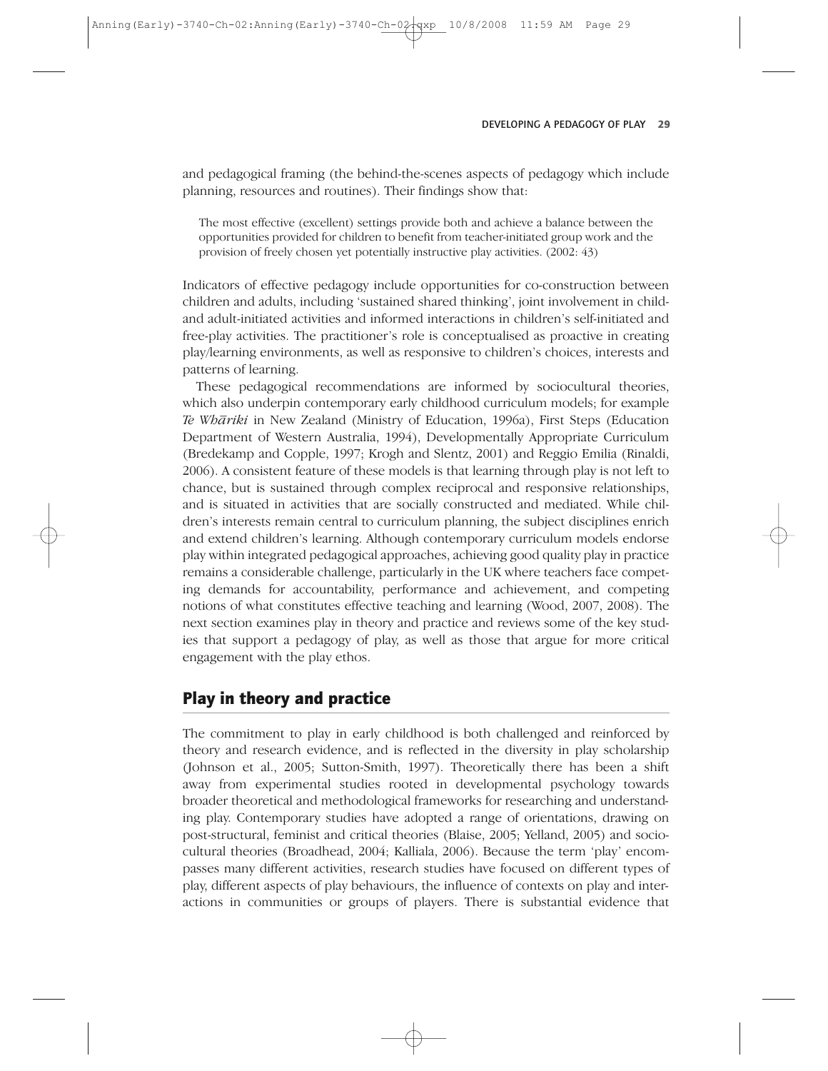and pedagogical framing (the behind-the-scenes aspects of pedagogy which include planning, resources and routines). Their findings show that:

> The most effective (excellent) settings provide both and achieve a balance between the opportunities provided for children to benefit from teacher-initiated group work and the provision of freely chosen yet potentially instructive play activities. (2002: 43)

Indicators of effective pedagogy include opportunities for co-construction between children and adults, including 'sustained shared thinking', joint involvement in child- and adult-initiated activities and informed interactions in children's self-initiated and free-play activities. The practitioner's role is conceptualised as proactive in creating play/learning environments, as well as responsive to children's choices, interests and patterns of learning.

These pedagogical recommendations are informed by sociocultural theories, which also underpin contemporary early childhood curriculum models; for example *Te Whāriki* in New Zealand (Ministry of Education, 1996a), First Steps (Education Department of Western Australia, 1994), Developmentally Appropriate Curriculum (Bredekamp and Copple, 1997; Krogh and Slentz, 2001) and Reggio Emilia (Rinaldi, 2006). A consistent feature of these models is that learning through play is not left to chance, but is sustained through complex reciprocal and responsive relationships, and is situated in activities that are socially constructed and mediated. While children's interests remain central to curriculum planning, the subject disciplines enrich and extend children's learning. Although contemporary curriculum models endorse play within integrated pedagogical approaches, achieving good quality play in practice remains a considerable challenge, particularly in the UK where teachers face competing demands for accountability, performance and achievement, and competing notions of what constitutes effective teaching and learning (Wood, 2007, 2008). The next section examines play in theory and practice and reviews some of the key studies that support a pedagogy of play, as well as those that argue for more critical engagement with the play ethos.

## Play in theory and practice

The commitment to play in early childhood is both challenged and reinforced by theory and research evidence, and is reflected in the diversity in play scholarship (Johnson et al., 2005; Sutton-Smith, 1997). Theoretically there has been a shift away from experimental studies rooted in developmental psychology towards broader theoretical and methodological frameworks for researching and understanding play. Contemporary studies have adopted a range of orientations, drawing on post-structural, feminist and critical theories (Blaise, 2005; Yelland, 2005) and sociocultural theories (Broadhead, 2004; Kalliala, 2006). Because the term 'play' encompasses many different activities, research studies have focused on different types of play, different aspects of play behaviours, the influence of contexts on play and interactions in communities or groups of players. There is substantial evidence that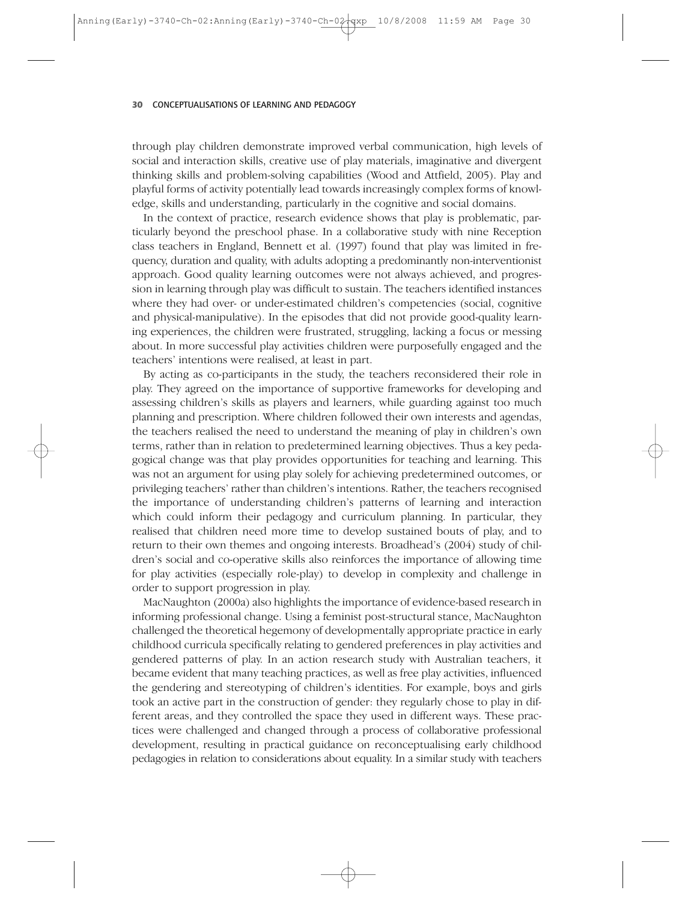through play children demonstrate improved verbal communication, high levels of social and interaction skills, creative use of play materials, imaginative and divergent thinking skills and problem-solving capabilities (Wood and Attfield, 2005). Play and playful forms of activity potentially lead towards increasingly complex forms of knowledge, skills and understanding, particularly in the cognitive and social domains.

In the context of practice, research evidence shows that play is problematic, particularly beyond the preschool phase. In a collaborative study with nine Reception class teachers in England, Bennett et al. (1997) found that play was limited in frequency, duration and quality, with adults adopting a predominantly non-interventionist approach. Good quality learning outcomes were not always achieved, and progression in learning through play was difficult to sustain. The teachers identified instances where they had over- or under-estimated children's competencies (social, cognitive and physical-manipulative). In the episodes that did not provide good-quality learning experiences, the children were frustrated, struggling, lacking a focus or messing about. In more successful play activities children were purposefully engaged and the teachers' intentions were realised, at least in part.

By acting as co-participants in the study, the teachers reconsidered their role in play. They agreed on the importance of supportive frameworks for developing and assessing children's skills as players and learners, while guarding against too much planning and prescription. Where children followed their own interests and agendas, the teachers realised the need to understand the meaning of play in children's own terms, rather than in relation to predetermined learning objectives. Thus a key pedagogical change was that play provides opportunities for teaching and learning. This was not an argument for using play solely for achieving predetermined outcomes, or privileging teachers' rather than children's intentions. Rather, the teachers recognised the importance of understanding children's patterns of learning and interaction which could inform their pedagogy and curriculum planning. In particular, they realised that children need more time to develop sustained bouts of play, and to return to their own themes and ongoing interests. Broadhead's (2004) study of children's social and co-operative skills also reinforces the importance of allowing time for play activities (especially role-play) to develop in complexity and challenge in order to support progression in play.

MacNaughton (2000a) also highlights the importance of evidence-based research in informing professional change. Using a feminist post-structural stance, MacNaughton challenged the theoretical hegemony of developmentally appropriate practice in early childhood curricula specifically relating to gendered preferences in play activities and gendered patterns of play. In an action research study with Australian teachers, it became evident that many teaching practices, as well as free play activities, influenced the gendering and stereotyping of children's identities. For example, boys and girls took an active part in the construction of gender: they regularly chose to play in different areas, and they controlled the space they used in different ways. These practices were challenged and changed through a process of collaborative professional development, resulting in practical guidance on reconceptualising early childhood pedagogies in relation to considerations about equality. In a similar study with teachers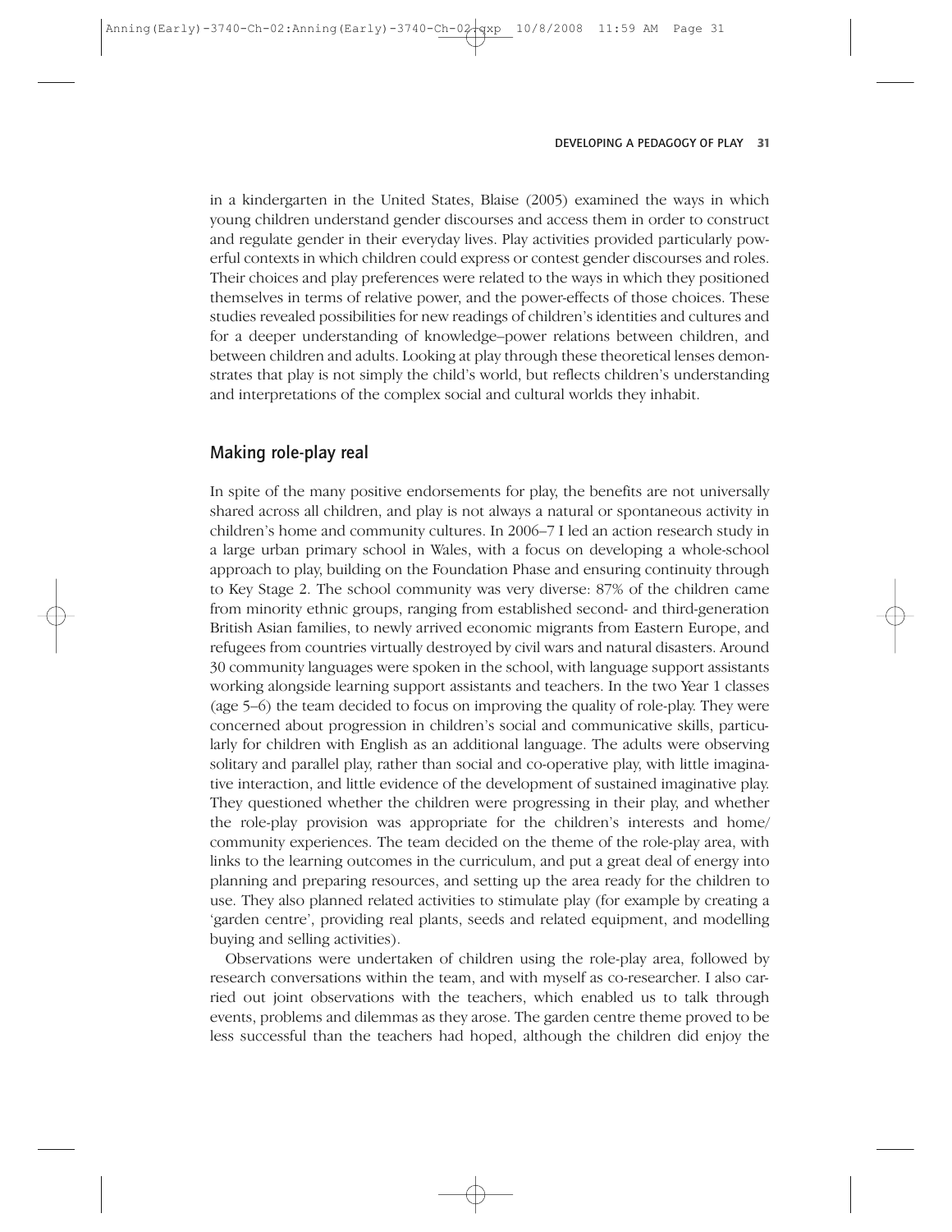in a kindergarten in the United States, Blaise (2005) examined the ways in which young children understand gender discourses and access them in order to construct and regulate gender in their everyday lives. Play activities provided particularly powerful contexts in which children could express or contest gender discourses and roles. Their choices and play preferences were related to the ways in which they positioned themselves in terms of relative power, and the power-effects of those choices. These studies revealed possibilities for new readings of children's identities and cultures and for a deeper understanding of knowledge–power relations between children, and between children and adults. Looking at play through these theoretical lenses demonstrates that play is not simply the child's world, but reflects children's understanding and interpretations of the complex social and cultural worlds they inhabit.

## Making role-play real

In spite of the many positive endorsements for play, the benefits are not universally shared across all children, and play is not always a natural or spontaneous activity in children's home and community cultures. In 2006–7 I led an action research study in a large urban primary school in Wales, with a focus on developing a whole-school approach to play, building on the Foundation Phase and ensuring continuity through to Key Stage 2. The school community was very diverse: 87% of the children came from minority ethnic groups, ranging from established second- and third-generation British Asian families, to newly arrived economic migrants from Eastern Europe, and refugees from countries virtually destroyed by civil wars and natural disasters. Around 30 community languages were spoken in the school, with language support assistants working alongside learning support assistants and teachers. In the two Year 1 classes (age 5–6) the team decided to focus on improving the quality of role-play. They were concerned about progression in children's social and communicative skills, particularly for children with English as an additional language. The adults were observing solitary and parallel play, rather than social and co-operative play, with little imaginative interaction, and little evidence of the development of sustained imaginative play. They questioned whether the children were progressing in their play, and whether the role-play provision was appropriate for the children's interests and home/community experiences. The team decided on the theme of the role-play area, with links to the learning outcomes in the curriculum, and put a great deal of energy into planning and preparing resources, and setting up the area ready for the children to use. They also planned related activities to stimulate play (for example by creating a 'garden centre', providing real plants, seeds and related equipment, and modelling buying and selling activities).

Observations were undertaken of children using the role-play area, followed by research conversations within the team, and with myself as co-researcher. I also carried out joint observations with the teachers, which enabled us to talk through events, problems and dilemmas as they arose. The garden centre theme proved to be less successful than the teachers had hoped, although the children did enjoy the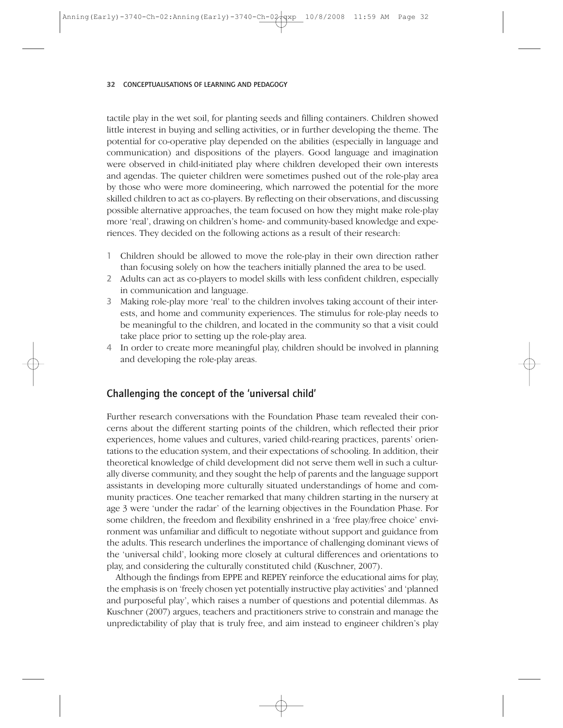tactile play in the wet soil, for planting seeds and filling containers. Children showed little interest in buying and selling activities, or in further developing the theme. The potential for co-operative play depended on the abilities (especially in language and communication) and dispositions of the players. Good language and imagination were observed in child-initiated play where children developed their own interests and agendas. The quieter children were sometimes pushed out of the role-play area by those who were more domineering, which narrowed the potential for the more skilled children to act as co-players. By reflecting on their observations, and discussing possible alternative approaches, the team focused on how they might make role-play more 'real', drawing on children's home- and community-based knowledge and experiences. They decided on the following actions as a result of their research:

1. Children should be allowed to move the role-play in their own direction rather than focusing solely on how the teachers initially planned the area to be used.
2. Adults can act as co-players to model skills with less confident children, especially in communication and language.
3. Making role-play more 'real' to the children involves taking account of their interests, and home and community experiences. The stimulus for role-play needs to be meaningful to the children, and located in the community so that a visit could take place prior to setting up the role-play area.
4. In order to create more meaningful play, children should be involved in planning and developing the role-play areas.

## Challenging the concept of the 'universal child'

Further research conversations with the Foundation Phase team revealed their concerns about the different starting points of the children, which reflected their prior experiences, home values and cultures, varied child-rearing practices, parents' orientations to the education system, and their expectations of schooling. In addition, their theoretical knowledge of child development did not serve them well in such a culturally diverse community, and they sought the help of parents and the language support assistants in developing more culturally situated understandings of home and community practices. One teacher remarked that many children starting in the nursery at age 3 were 'under the radar' of the learning objectives in the Foundation Phase. For some children, the freedom and flexibility enshrined in a 'free play/free choice' environment was unfamiliar and difficult to negotiate without support and guidance from the adults. This research underlines the importance of challenging dominant views of the 'universal child', looking more closely at cultural differences and orientations to play, and considering the culturally constituted child (Kuschner, 2007).

Although the findings from EPPE and REPEY reinforce the educational aims for play, the emphasis is on 'freely chosen yet potentially instructive play activities' and 'planned and purposeful play', which raises a number of questions and potential dilemmas. As Kuschner (2007) argues, teachers and practitioners strive to constrain and manage the unpredictability of play that is truly free, and aim instead to engineer children's play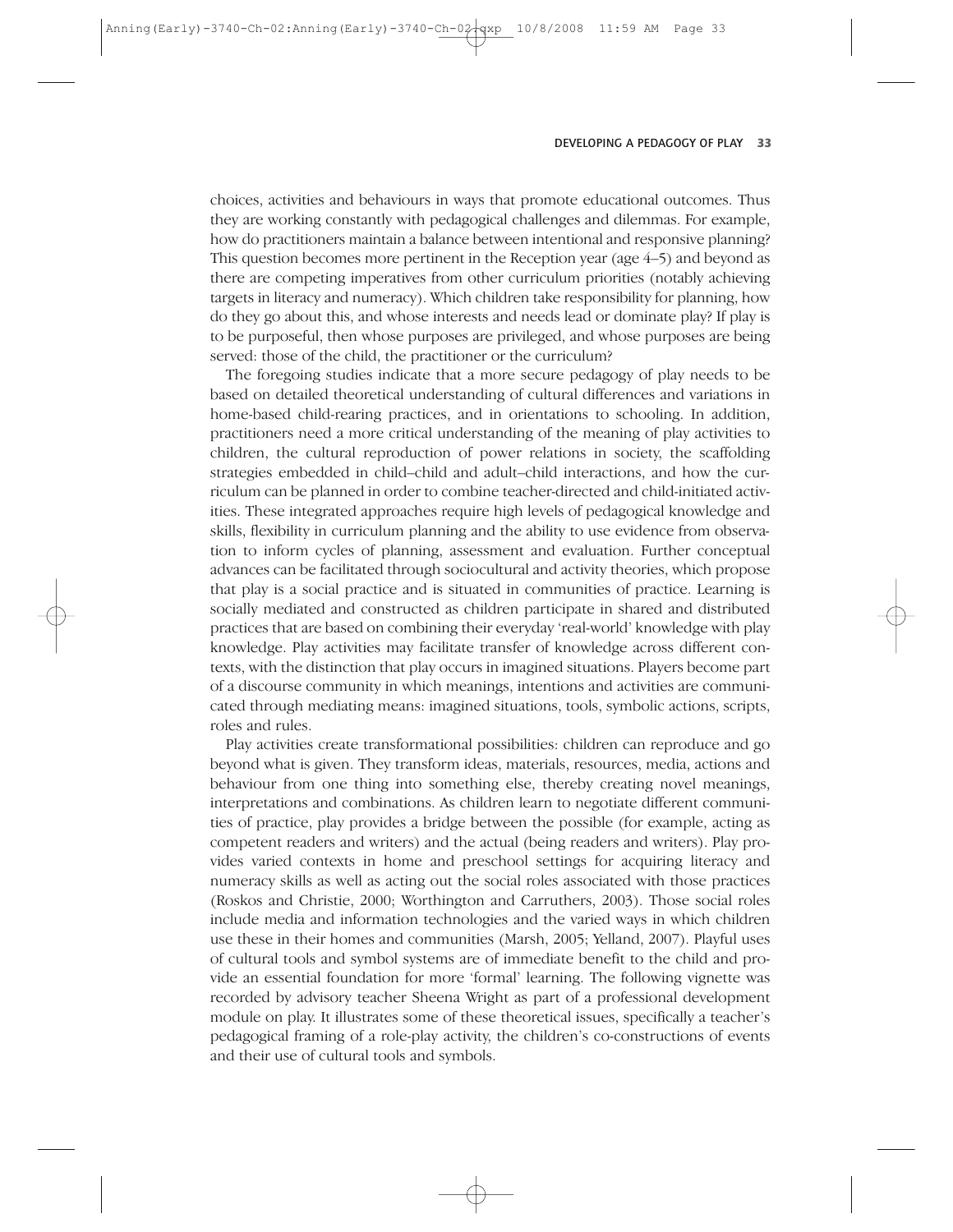choices, activities and behaviours in ways that promote educational outcomes. Thus they are working constantly with pedagogical challenges and dilemmas. For example, how do practitioners maintain a balance between intentional and responsive planning? This question becomes more pertinent in the Reception year (age 4–5) and beyond as there are competing imperatives from other curriculum priorities (notably achieving targets in literacy and numeracy). Which children take responsibility for planning, how do they go about this, and whose interests and needs lead or dominate play? If play is to be purposeful, then whose purposes are privileged, and whose purposes are being served: those of the child, the practitioner or the curriculum?

The foregoing studies indicate that a more secure pedagogy of play needs to be based on detailed theoretical understanding of cultural differences and variations in home-based child-rearing practices, and in orientations to schooling. In addition, practitioners need a more critical understanding of the meaning of play activities to children, the cultural reproduction of power relations in society, the scaffolding strategies embedded in child–child and adult–child interactions, and how the curriculum can be planned in order to combine teacher-directed and child-initiated activities. These integrated approaches require high levels of pedagogical knowledge and skills, flexibility in curriculum planning and the ability to use evidence from observation to inform cycles of planning, assessment and evaluation. Further conceptual advances can be facilitated through sociocultural and activity theories, which propose that play is a social practice and is situated in communities of practice. Learning is socially mediated and constructed as children participate in shared and distributed practices that are based on combining their everyday 'real-world' knowledge with play knowledge. Play activities may facilitate transfer of knowledge across different contexts, with the distinction that play occurs in imagined situations. Players become part of a discourse community in which meanings, intentions and activities are communicated through mediating means: imagined situations, tools, symbolic actions, scripts, roles and rules.

Play activities create transformational possibilities: children can reproduce and go beyond what is given. They transform ideas, materials, resources, media, actions and behaviour from one thing into something else, thereby creating novel meanings, interpretations and combinations. As children learn to negotiate different communities of practice, play provides a bridge between the possible (for example, acting as competent readers and writers) and the actual (being readers and writers). Play provides varied contexts in home and preschool settings for acquiring literacy and numeracy skills as well as acting out the social roles associated with those practices (Roskos and Christie, 2000; Worthington and Carruthers, 2003). Those social roles include media and information technologies and the varied ways in which children use these in their homes and communities (Marsh, 2005; Yelland, 2007). Playful uses of cultural tools and symbol systems are of immediate benefit to the child and provide an essential foundation for more 'formal' learning. The following vignette was recorded by advisory teacher Sheena Wright as part of a professional development module on play. It illustrates some of these theoretical issues, specifically a teacher's pedagogical framing of a role-play activity, the children's co-constructions of events and their use of cultural tools and symbols.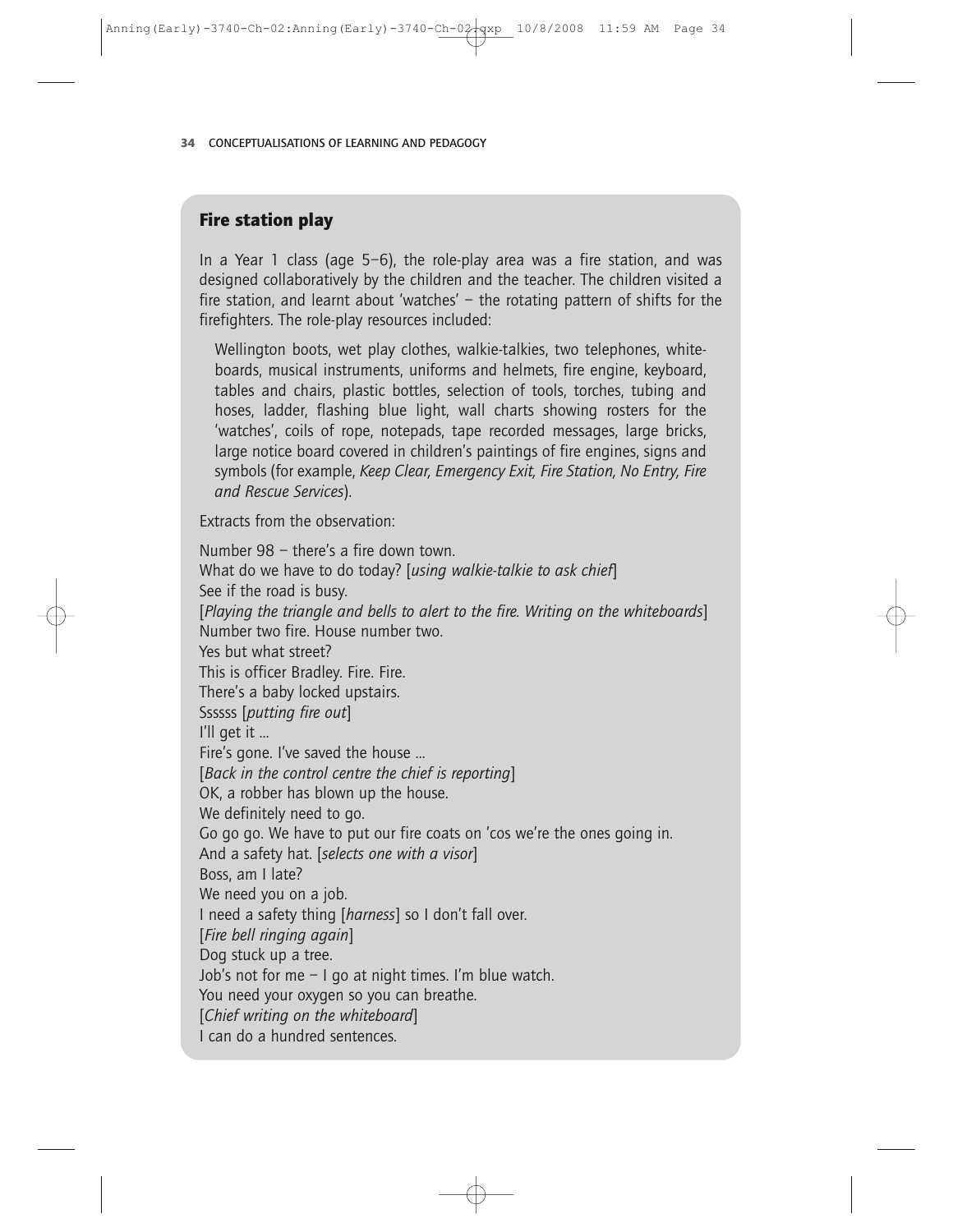## Fire station play

In a Year 1 class (age 5–6), the role-play area was a fire station, and was designed collaboratively by the children and the teacher. The children visited a fire station, and learnt about 'watches' – the rotating pattern of shifts for the firefighters. The role-play resources included:

> Wellington boots, wet play clothes, walkie-talkies, two telephones, whiteboards, musical instruments, uniforms and helmets, fire engine, keyboard, tables and chairs, plastic bottles, selection of tools, torches, tubing and hoses, ladder, flashing blue light, wall charts showing rosters for the 'watches', coils of rope, notepads, tape recorded messages, large bricks, large notice board covered in children's paintings of fire engines, signs and symbols (for example, *Keep Clear, Emergency Exit, Fire Station, No Entry, Fire and Rescue Services*).

Extracts from the observation:

Number 98 – there's a fire down town.
What do we have to do today? [*using walkie-talkie to ask chief*]
See if the road is busy.
[*Playing the triangle and bells to alert to the fire. Writing on the whiteboards*]
Number two fire. House number two.
Yes but what street?
This is officer Bradley. Fire. Fire.
There's a baby locked upstairs.
Ssssss [*putting fire out*]
I'll get it ...
Fire's gone. I've saved the house ...
[*Back in the control centre the chief is reporting*]
OK, a robber has blown up the house.
We definitely need to go.
Go go go. We have to put our fire coats on 'cos we're the ones going in.
And a safety hat. [*selects one with a visor*]
Boss, am I late?
We need you on a job.
I need a safety thing [*harness*] so I don't fall over.
[*Fire bell ringing again*]
Dog stuck up a tree.
Job's not for me – I go at night times. I'm blue watch.
You need your oxygen so you can breathe.
[*Chief writing on the whiteboard*]
I can do a hundred sentences.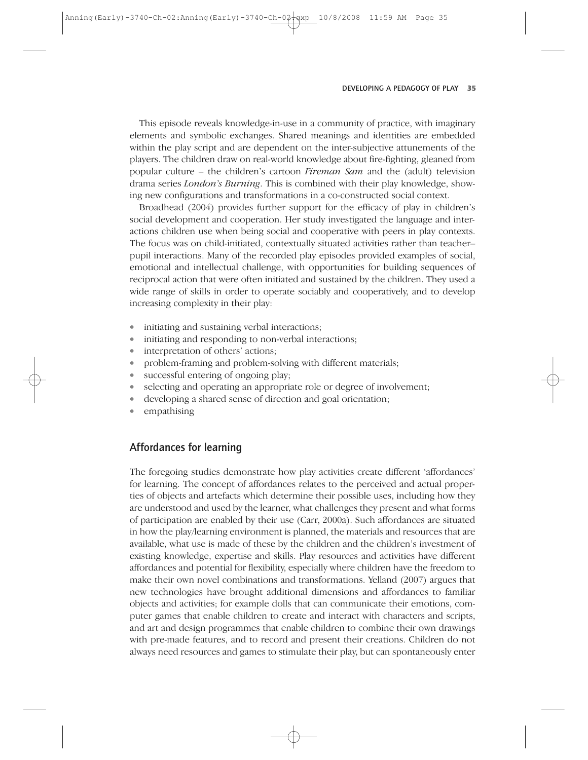This episode reveals knowledge-in-use in a community of practice, with imaginary elements and symbolic exchanges. Shared meanings and identities are embedded within the play script and are dependent on the inter-subjective attunements of the players. The children draw on real-world knowledge about fire-fighting, gleaned from popular culture – the children's cartoon *Fireman Sam* and the (adult) television drama series *London's Burning*. This is combined with their play knowledge, showing new configurations and transformations in a co-constructed social context.

Broadhead (2004) provides further support for the efficacy of play in children's social development and cooperation. Her study investigated the language and interactions children use when being social and cooperative with peers in play contexts. The focus was on child-initiated, contextually situated activities rather than teacher–pupil interactions. Many of the recorded play episodes provided examples of social, emotional and intellectual challenge, with opportunities for building sequences of reciprocal action that were often initiated and sustained by the children. They used a wide range of skills in order to operate sociably and cooperatively, and to develop increasing complexity in their play:

- initiating and sustaining verbal interactions;
- initiating and responding to non-verbal interactions;
- interpretation of others' actions;
- problem-framing and problem-solving with different materials;
- successful entering of ongoing play;
- selecting and operating an appropriate role or degree of involvement;
- developing a shared sense of direction and goal orientation;
- empathising

## Affordances for learning

The foregoing studies demonstrate how play activities create different 'affordances' for learning. The concept of affordances relates to the perceived and actual properties of objects and artefacts which determine their possible uses, including how they are understood and used by the learner, what challenges they present and what forms of participation are enabled by their use (Carr, 2000a). Such affordances are situated in how the play/learning environment is planned, the materials and resources that are available, what use is made of these by the children and the children's investment of existing knowledge, expertise and skills. Play resources and activities have different affordances and potential for flexibility, especially where children have the freedom to make their own novel combinations and transformations. Yelland (2007) argues that new technologies have brought additional dimensions and affordances to familiar objects and activities; for example dolls that can communicate their emotions, computer games that enable children to create and interact with characters and scripts, and art and design programmes that enable children to combine their own drawings with pre-made features, and to record and present their creations. Children do not always need resources and games to stimulate their play, but can spontaneously enter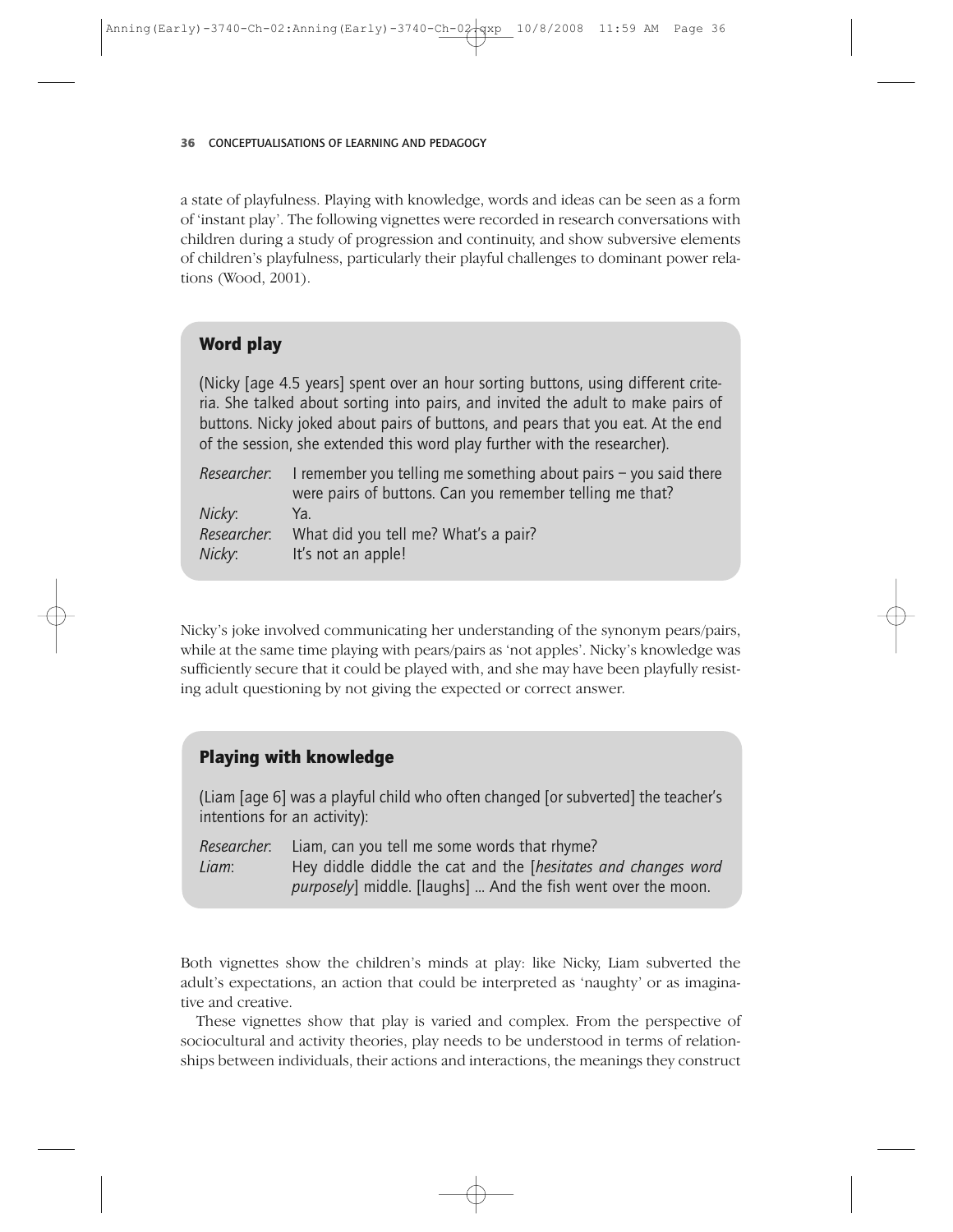a state of playfulness. Playing with knowledge, words and ideas can be seen as a form of 'instant play'. The following vignettes were recorded in research conversations with children during a study of progression and continuity, and show subversive elements of children's playfulness, particularly their playful challenges to dominant power relations (Wood, 2001).

### Word play

(Nicky [age 4.5 years] spent over an hour sorting buttons, using different criteria. She talked about sorting into pairs, and invited the adult to make pairs of buttons. Nicky joked about pairs of buttons, and pears that you eat. At the end of the session, she extended this word play further with the researcher).

*Researcher*: I remember you telling me something about pairs – you said there were pairs of buttons. Can you remember telling me that?
*Nicky*: Ya.
*Researcher*: What did you tell me? What's a pair?
*Nicky*: It's not an apple!

Nicky's joke involved communicating her understanding of the synonym pears/pairs, while at the same time playing with pears/pairs as 'not apples'. Nicky's knowledge was sufficiently secure that it could be played with, and she may have been playfully resisting adult questioning by not giving the expected or correct answer.

### Playing with knowledge

(Liam [age 6] was a playful child who often changed [or subverted] the teacher's intentions for an activity):

*Researcher*: Liam, can you tell me some words that rhyme?
*Liam*: Hey diddle diddle the cat and the [*hesitates and changes word purposely*] middle. [laughs] ... And the fish went over the moon.

Both vignettes show the children's minds at play: like Nicky, Liam subverted the adult's expectations, an action that could be interpreted as 'naughty' or as imaginative and creative.

These vignettes show that play is varied and complex. From the perspective of sociocultural and activity theories, play needs to be understood in terms of relationships between individuals, their actions and interactions, the meanings they construct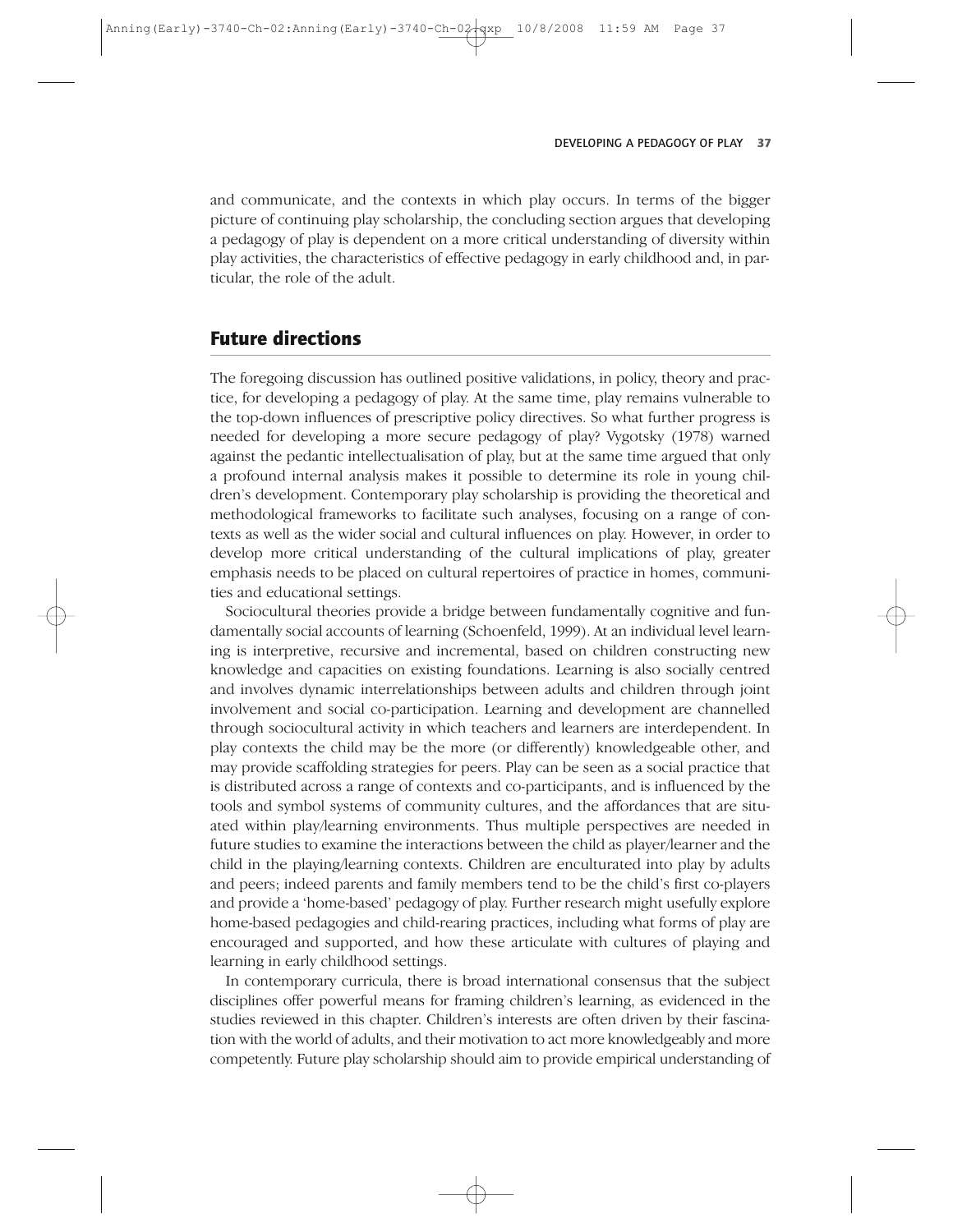and communicate, and the contexts in which play occurs. In terms of the bigger picture of continuing play scholarship, the concluding section argues that developing a pedagogy of play is dependent on a more critical understanding of diversity within play activities, the characteristics of effective pedagogy in early childhood and, in particular, the role of the adult.

## Future directions

The foregoing discussion has outlined positive validations, in policy, theory and practice, for developing a pedagogy of play. At the same time, play remains vulnerable to the top-down influences of prescriptive policy directives. So what further progress is needed for developing a more secure pedagogy of play? Vygotsky (1978) warned against the pedantic intellectualisation of play, but at the same time argued that only a profound internal analysis makes it possible to determine its role in young children's development. Contemporary play scholarship is providing the theoretical and methodological frameworks to facilitate such analyses, focusing on a range of contexts as well as the wider social and cultural influences on play. However, in order to develop more critical understanding of the cultural implications of play, greater emphasis needs to be placed on cultural repertoires of practice in homes, communities and educational settings.

Sociocultural theories provide a bridge between fundamentally cognitive and fundamentally social accounts of learning (Schoenfeld, 1999). At an individual level learning is interpretive, recursive and incremental, based on children constructing new knowledge and capacities on existing foundations. Learning is also socially centred and involves dynamic interrelationships between adults and children through joint involvement and social co-participation. Learning and development are channelled through sociocultural activity in which teachers and learners are interdependent. In play contexts the child may be the more (or differently) knowledgeable other, and may provide scaffolding strategies for peers. Play can be seen as a social practice that is distributed across a range of contexts and co-participants, and is influenced by the tools and symbol systems of community cultures, and the affordances that are situated within play/learning environments. Thus multiple perspectives are needed in future studies to examine the interactions between the child as player/learner and the child in the playing/learning contexts. Children are enculturated into play by adults and peers; indeed parents and family members tend to be the child's first co-players and provide a 'home-based' pedagogy of play. Further research might usefully explore home-based pedagogies and child-rearing practices, including what forms of play are encouraged and supported, and how these articulate with cultures of playing and learning in early childhood settings.

In contemporary curricula, there is broad international consensus that the subject disciplines offer powerful means for framing children's learning, as evidenced in the studies reviewed in this chapter. Children's interests are often driven by their fascination with the world of adults, and their motivation to act more knowledgeably and more competently. Future play scholarship should aim to provide empirical understanding of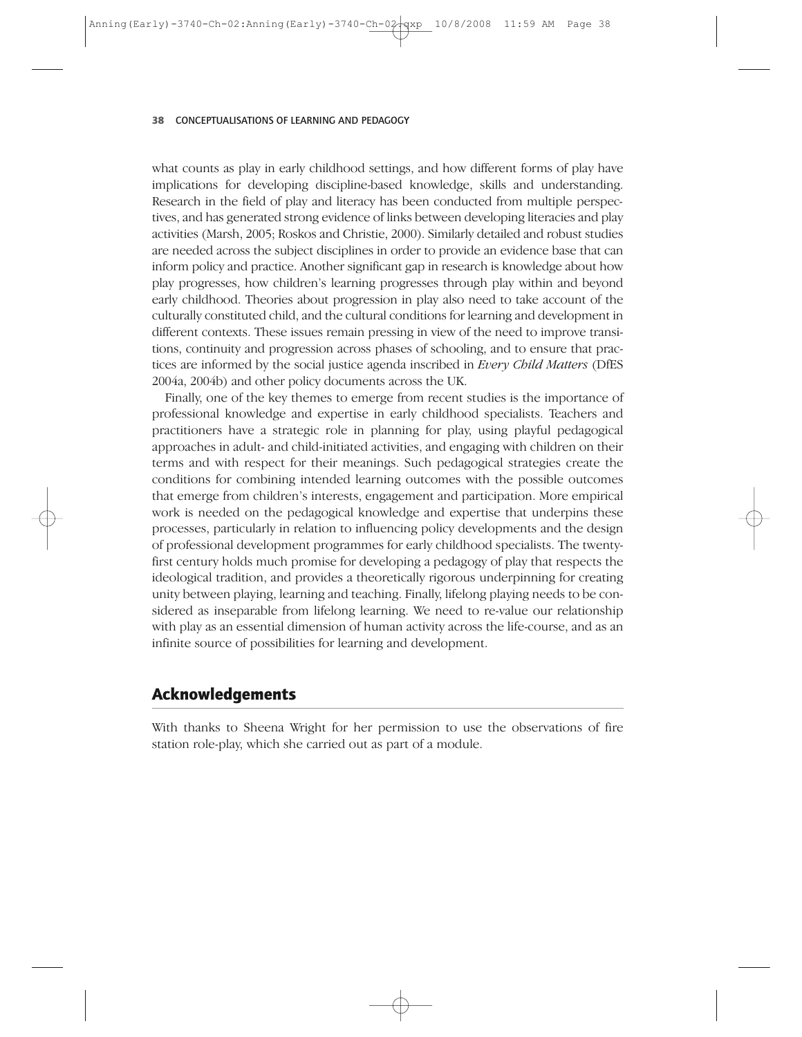what counts as play in early childhood settings, and how different forms of play have implications for developing discipline-based knowledge, skills and understanding. Research in the field of play and literacy has been conducted from multiple perspectives, and has generated strong evidence of links between developing literacies and play activities (Marsh, 2005; Roskos and Christie, 2000). Similarly detailed and robust studies are needed across the subject disciplines in order to provide an evidence base that can inform policy and practice. Another significant gap in research is knowledge about how play progresses, how children's learning progresses through play within and beyond early childhood. Theories about progression in play also need to take account of the culturally constituted child, and the cultural conditions for learning and development in different contexts. These issues remain pressing in view of the need to improve transitions, continuity and progression across phases of schooling, and to ensure that practices are informed by the social justice agenda inscribed in *Every Child Matters* (DfES 2004a, 2004b) and other policy documents across the UK.

Finally, one of the key themes to emerge from recent studies is the importance of professional knowledge and expertise in early childhood specialists. Teachers and practitioners have a strategic role in planning for play, using playful pedagogical approaches in adult- and child-initiated activities, and engaging with children on their terms and with respect for their meanings. Such pedagogical strategies create the conditions for combining intended learning outcomes with the possible outcomes that emerge from children's interests, engagement and participation. More empirical work is needed on the pedagogical knowledge and expertise that underpins these processes, particularly in relation to influencing policy developments and the design of professional development programmes for early childhood specialists. The twenty-first century holds much promise for developing a pedagogy of play that respects the ideological tradition, and provides a theoretically rigorous underpinning for creating unity between playing, learning and teaching. Finally, lifelong playing needs to be considered as inseparable from lifelong learning. We need to re-value our relationship with play as an essential dimension of human activity across the life-course, and as an infinite source of possibilities for learning and development.

## Acknowledgements

With thanks to Sheena Wright for her permission to use the observations of fire station role-play, which she carried out as part of a module.